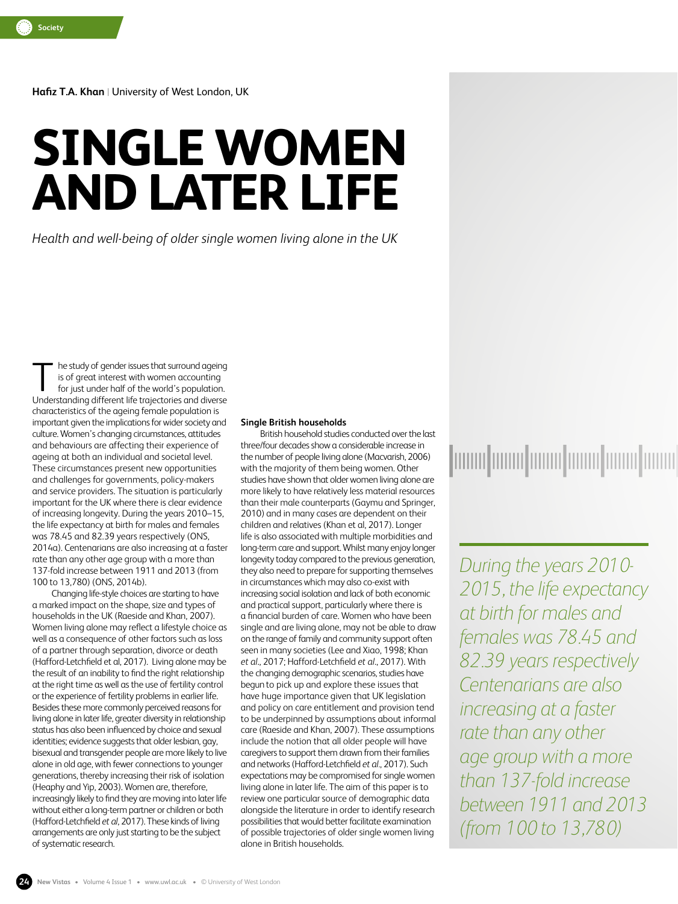**Hafiz T.A. Khan** | University of West London, UK

# SINGLE WOMEN AND LATER LIFE

*Health and well-being of older single women living alone in the UK*

The study of gender issues that surround ageing is of great interest with women accounting for just under half of the world's population. Understanding different life trajectories and diverse characteristics of the ageing female population is important given the implications for wider society and culture. Women's changing circumstances, attitudes and behaviours are affecting their experience of ageing at both an individual and societal level. These circumstances present new opportunities and challenges for governments, policy-makers and service providers. The situation is particularly important for the UK where there is clear evidence of increasing longevity. During the years 2010–15, the life expectancy at birth for males and females was 78.45 and 82.39 years respectively (ONS, 2014a). Centenarians are also increasing at a faster rate than any other age group with a more than 137-fold increase between 1911 and 2013 (from 100 to 13,780) (ONS, 2014b).

Changing life-style choices are starting to have a marked impact on the shape, size and types of households in the UK (Raeside and Khan, 2007). Women living alone may reflect a lifestyle choice as well as a consequence of other factors such as loss of a partner through separation, divorce or death (Hafford-Letchfield et al, 2017). Living alone may be the result of an inability to find the right relationship at the right time as well as the use of fertility control or the experience of fertility problems in earlier life. Besides these more commonly perceived reasons for living alone in later life, greater diversity in relationship status has also been influenced by choice and sexual identities; evidence suggests that older lesbian, gay, bisexual and transgender people are more likely to live alone in old age, with fewer connections to younger generations, thereby increasing their risk of isolation (Heaphy and Yip, 2003). Women are, therefore, increasingly likely to find they are moving into later life without either a long-term partner or children or both (Hafford-Letchfield *et al*, 2017). These kinds of living arrangements are only just starting to be the subject of systematic research.

**Single British households**

British household studies conducted over the last three/four decades show a considerable increase in the number of people living alone (Macvarish, 2006) with the majority of them being women. Other studies have shown that older women living alone are more likely to have relatively less material resources than their male counterparts (Gaymu and Springer, 2010) and in many cases are dependent on their children and relatives (Khan et al, 2017). Longer life is also associated with multiple morbidities and long-term care and support. Whilst many enjoy longer longevity today compared to the previous generation, they also need to prepare for supporting themselves in circumstances which may also co-exist with increasing social isolation and lack of both economic and practical support, particularly where there is a financial burden of care. Women who have been single and are living alone, may not be able to draw on the range of family and community support often seen in many societies (Lee and Xiao, 1998; Khan *et al*., 2017; Hafford-Letchfield *et al*., 2017). With the changing demographic scenarios, studies have begun to pick up and explore these issues that have huge importance given that UK legislation and policy on care entitlement and provision tend to be underpinned by assumptions about informal care (Raeside and Khan, 2007). These assumptions include the notion that all older people will have caregivers to support them drawn from their families and networks (Hafford-Letchfield *et al*., 2017). Such expectations may be compromised for single women living alone in later life. The aim of this paper is to review one particular source of demographic data alongside the literature in order to identify research possibilities that would better facilitate examination of possible trajectories of older single women living alone in British households.

*During the years 2010-2015, the life expectancy at birth for males and females was 78.45 and 82.39 years respectively Centenarians are also increasing at a faster rate than any other age group with a more than 137-fold increase between 1911 and 2013 (from 100 to 13,780)*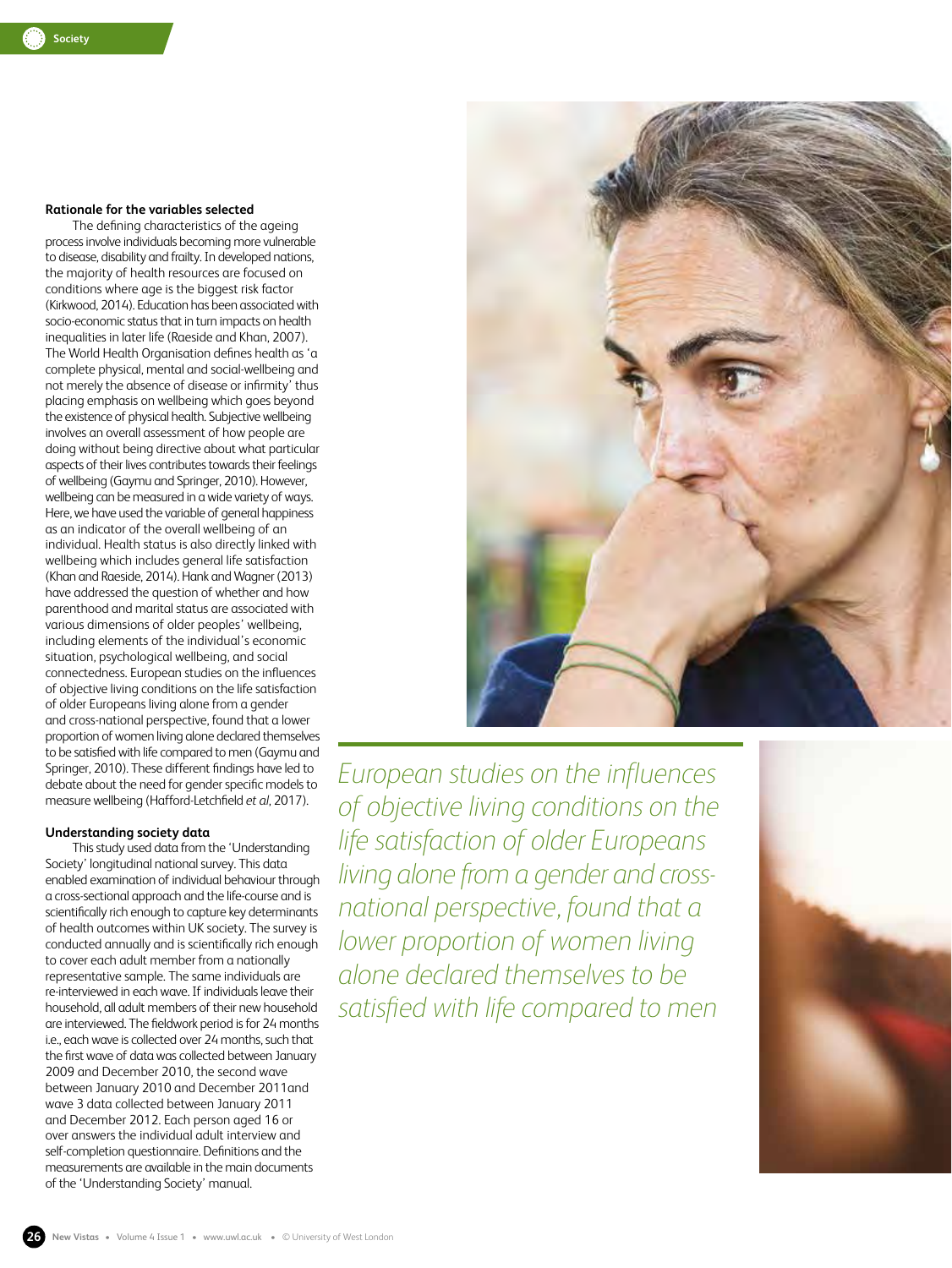### Rationale for the variables selected

The defining characteristics of the ageing process involve individuals becoming more vulnerable to disease, disability and frailty. In developed nations, the majority of health resources are focused on conditions where age is the biggest risk factor (Kirkwood, 2014). Education has been associated with socio-economic status that in turn impacts on health inequalities in later life (Raeside and Khan, 2007). The World Health Organisation defines health as 'a complete physical, mental and social-wellbeing and not merely the absence of disease or infirmity' thus placing emphasis on wellbeing which goes beyond the existence of physical health. Subjective wellbeing involves an overall assessment of how people are doing without being directive about what particular aspects of their lives contributes towards their feelings of wellbeing (Gaymu and Springer, 2010). However, wellbeing can be measured in a wide variety of ways. Here, we have used the variable of general happiness as an indicator of the overall wellbeing of an individual. Health status is also directly linked with wellbeing which includes general life satisfaction (Khan and Raeside, 2014). Hank and Wagner (2013) have addressed the question of whether and how parenthood and marital status are associated with various dimensions of older peoples' wellbeing, including elements of the individual's economic situation, psychological wellbeing, and social connectedness. European studies on the influences of objective living conditions on the life satisfaction of older Europeans living alone from a gender and cross-national perspective, found that a lower proportion of women living alone declared themselves to be satisfied with life compared to men (Gaymu and Springer, 2010). These different findings have led to debate about the need for gender specific models to measure wellbeing (Hafford-Letchfield *et al*, 2017).

### Understanding society data

This study used data from the 'Understanding Society' longitudinal national survey. This data enabled examination of individual behaviour through a cross-sectional approach and the life-course and is scientifically rich enough to capture key determinants of health outcomes within UK society. The survey is conducted annually and is scientifically rich enough to cover each adult member from a nationally representative sample. The same individuals are re-interviewed in each wave. If individuals leave their household, all adult members of their new household are interviewed. The fieldwork period is for 24 months i.e., each wave is collected over 24 months, such that the first wave of data was collected between January 2009 and December 2010, the second wave between January 2010 and December 2011and wave 3 data collected between January 2011 and December 2012. Each person aged 16 or over answers the individual adult interview and self-completion questionnaire. Definitions and the measurements are available in the main documents of the 'Understanding Society' manual.

*European studies on the influences of objective living conditions on the life satisfaction of older Europeans living alone from a gender and cross-national perspective, found that a lower proportion of women living alone declared themselves to be satisfied with life compared to men*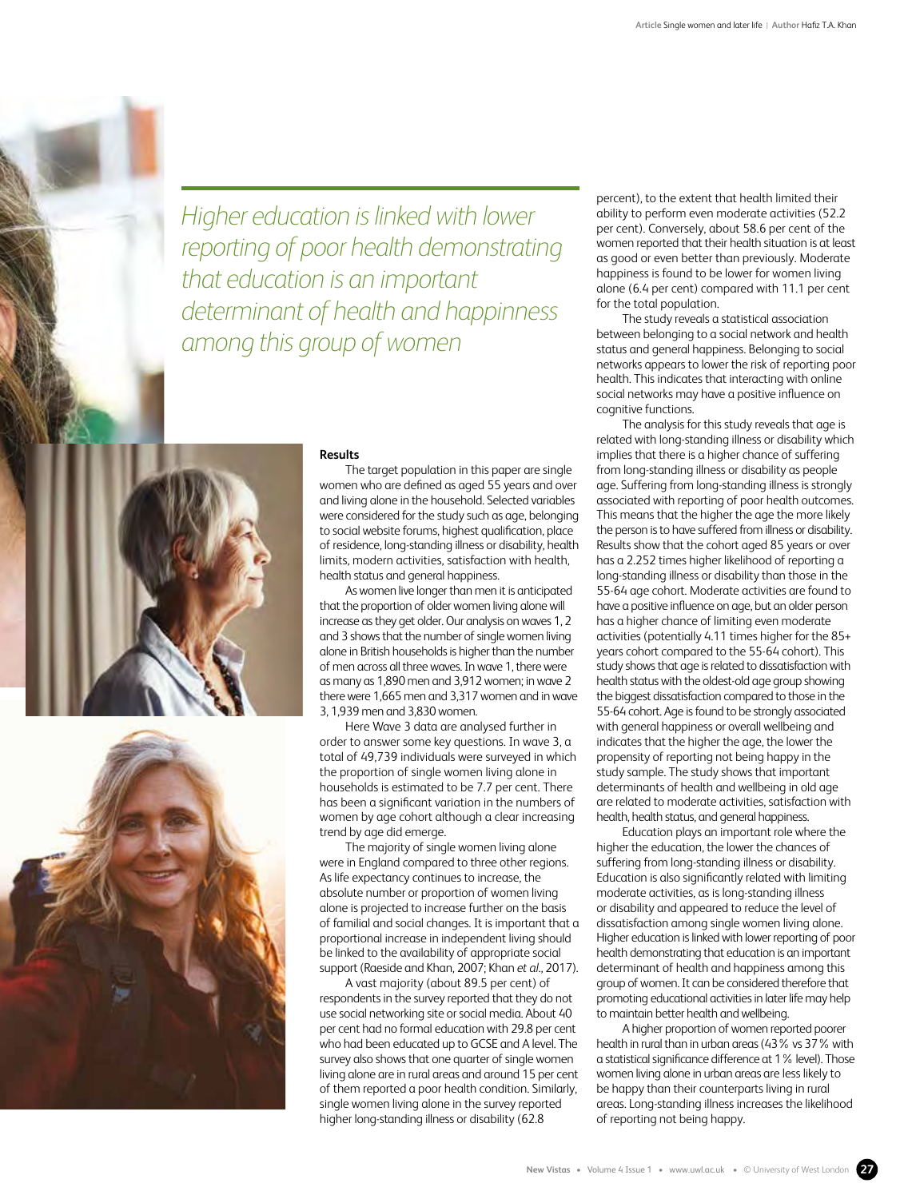*Higher education is linked with lower reporting of poor health demonstrating that education is an important determinant of health and happinness among this group of women*

### Results

The target population in this paper are single women who are defined as aged 55 years and over and living alone in the household. Selected variables were considered for the study such as age, belonging to social website forums, highest qualification, place of residence, long-standing illness or disability, health limits, modern activities, satisfaction with health, health status and general happiness.

As women live longer than men it is anticipated that the proportion of older women living alone will increase as they get older. Our analysis on waves 1, 2 and 3 shows that the number of single women living alone in British households is higher than the number of men across all three waves. In wave 1, there were as many as 1,890 men and 3,912 women; in wave 2 there were 1,665 men and 3,317 women and in wave 3, 1,939 men and 3,830 women.

Here Wave 3 data are analysed further in order to answer some key questions. In wave 3, a total of 49,739 individuals were surveyed in which the proportion of single women living alone in households is estimated to be 7.7 per cent. There has been a significant variation in the numbers of women by age cohort although a clear increasing trend by age did emerge.

The majority of single women living alone were in England compared to three other regions. As life expectancy continues to increase, the absolute number or proportion of women living alone is projected to increase further on the basis of familial and social changes. It is important that a proportional increase in independent living should be linked to the availability of appropriate social support (Raeside and Khan, 2007; Khan *et al*., 2017).

A vast majority (about 89.5 per cent) of respondents in the survey reported that they do not use social networking site or social media. About 40 per cent had no formal education with 29.8 per cent who had been educated up to GCSE and A level. The survey also shows that one quarter of single women living alone are in rural areas and around 15 per cent of them reported a poor health condition. Similarly, single women living alone in the survey reported higher long-standing illness or disability (62.8 percent), to the extent that health limited their ability to perform even moderate activities (52.2 per cent). Conversely, about 58.6 per cent of the women reported that their health situation is at least as good or even better than previously. Moderate happiness is found to be lower for women living alone (6.4 per cent) compared with 11.1 per cent for the total population.

The study reveals a statistical association between belonging to a social network and health status and general happiness. Belonging to social networks appears to lower the risk of reporting poor health. This indicates that interacting with online social networks may have a positive influence on cognitive functions.

The analysis for this study reveals that age is related with long-standing illness or disability which implies that there is a higher chance of suffering from long-standing illness or disability as people age. Suffering from long-standing illness is strongly associated with reporting of poor health outcomes. This means that the higher the age the more likely the person is to have suffered from illness or disability. Results show that the cohort aged 85 years or over has a 2.252 times higher likelihood of reporting a long-standing illness or disability than those in the 55-64 age cohort. Moderate activities are found to have a positive influence on age, but an older person has a higher chance of limiting even moderate activities (potentially 4.11 times higher for the 85+ years cohort compared to the 55-64 cohort). This study shows that age is related to dissatisfaction with health status with the oldest-old age group showing the biggest dissatisfaction compared to those in the 55-64 cohort. Age is found to be strongly associated with general happiness or overall wellbeing and indicates that the higher the age, the lower the propensity of reporting not being happy in the study sample. The study shows that important determinants of health and wellbeing in old age are related to moderate activities, satisfaction with health, health status, and general happiness.

Education plays an important role where the higher the education, the lower the chances of suffering from long-standing illness or disability. Education is also significantly related with limiting moderate activities, as is long-standing illness or disability and appeared to reduce the level of dissatisfaction among single women living alone. Higher education is linked with lower reporting of poor health demonstrating that education is an important determinant of health and happiness among this group of women. It can be considered therefore that promoting educational activities in later life may help to maintain better health and wellbeing.

A higher proportion of women reported poorer health in rural than in urban areas (43% vs 37% with a statistical significance difference at 1% level). Those women living alone in urban areas are less likely to be happy than their counterparts living in rural areas. Long-standing illness increases the likelihood of reporting not being happy.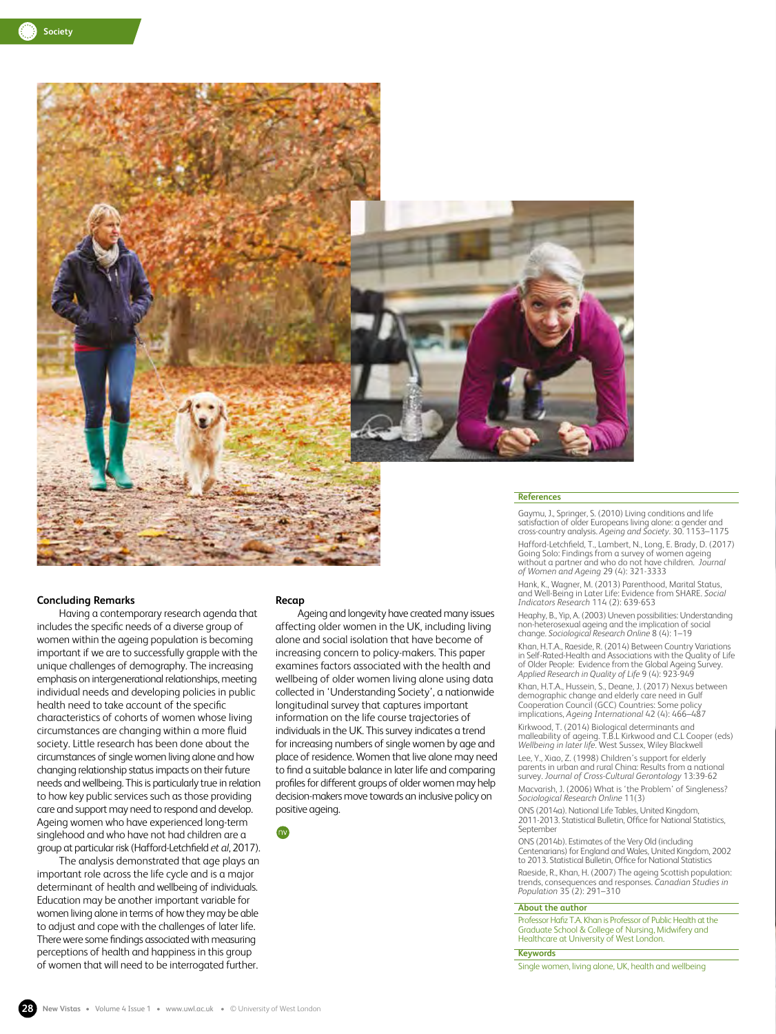## Concluding Remarks

Having a contemporary research agenda that includes the specific needs of a diverse group of women within the ageing population is becoming important if we are to successfully grapple with the unique challenges of demography. The increasing emphasis on intergenerational relationships, meeting individual needs and developing policies in public health need to take account of the specific characteristics of cohorts of women whose living circumstances are changing within a more fluid society. Little research has been done about the circumstances of single women living alone and how changing relationship status impacts on their future needs and wellbeing. This is particularly true in relation to how key public services such as those providing care and support may need to respond and develop. Ageing women who have experienced long-term singlehood and who have not had children are a group at particular risk (Hafford-Letchfield *et al*, 2017).

The analysis demonstrated that age plays an important role across the life cycle and is a major determinant of health and wellbeing of individuals. Education may be another important variable for women living alone in terms of how they may be able to adjust and cope with the challenges of later life. There were some findings associated with measuring perceptions of health and happiness in this group of women that will need to be interrogated further.

## Recap

Ageing and longevity have created many issues affecting older women in the UK, including living alone and social isolation that have become of increasing concern to policy-makers. This paper examines factors associated with the health and wellbeing of older women living alone using data collected in 'Understanding Society', a nationwide longitudinal survey that captures important information on the life course trajectories of individuals in the UK. This survey indicates a trend for increasing numbers of single women by age and place of residence. Women that live alone may need to find a suitable balance in later life and comparing profiles for different groups of older women may help decision-makers move towards an inclusive policy on positive ageing.

## References

Gaymu, J., Springer, S. (2010) Living conditions and life satisfaction of older Europeans living alone: a gender and cross-country analysis. *Ageing and Society*. 30. 1153–1175

Hafford-Letchfield, T., Lambert, N., Long, E. Brady, D. (2017) Going Solo: Findings from a survey of women ageing without a partner and who do not have children. *Journal of Women and Ageing* 29 (4): 321-3333

Hank, K., Wagner, M. (2013) Parenthood, Marital Status, and Well-Being in Later Life: Evidence from SHARE. *Social Indicators Research* 114 (2): 639-653

Heaphy, B., Yip, A. (2003) Uneven possibilities: Understanding non-heterosexual ageing and the implication of social change. *Sociological Research Online* 8 (4): 1–19

Khan, H.T.A., Raeside, R. (2014) Between Country Variations in Self-Rated-Health and Associations with the Quality of Life of Older People: Evidence from the Global Ageing Survey. *Applied Research in Quality of Life* 9 (4): 923-949

Khan, H.T.A., Hussein, S., Deane, J. (2017) Nexus between demographic change and elderly care need in Gulf Cooperation Council (GCC) Countries: Some policy implications, *Ageing International* 42 (4): 466–487

Kirkwood, T. (2014) Biological determinants and malleability of ageing. T.B.L Kirkwood and C.L Cooper (eds) *Wellbeing in later life*. West Sussex, Wiley Blackwell

Lee, Y., Xiao, Z. (1998) Children's support for elderly parents in urban and rural China: Results from a national survey. *Journal of Cross-Cultural Gerontology* 13:39-62

Macvarish, J. (2006) What is 'the Problem' of Singleness? *Sociological Research Online* 11(3)

ONS (2014a). National Life Tables, United Kingdom, 2011-2013. Statistical Bulletin, Office for National Statistics, September

ONS (2014b). Estimates of the Very Old (including Centenarians) for England and Wales, United Kingdom, 2002 to 2013. Statistical Bulletin, Office for National Statistics

Raeside, R., Khan, H. (2007) The ageing Scottish population: trends, consequences and responses. *Canadian Studies in Population* 35 (2): 291–310

## About the author

Professor Hafiz T.A. Khan is Professor of Public Health at the Graduate School & College of Nursing, Midwifery and Healthcare at University of West London.

## Keywords

Single women, living alone, UK, health and wellbeing